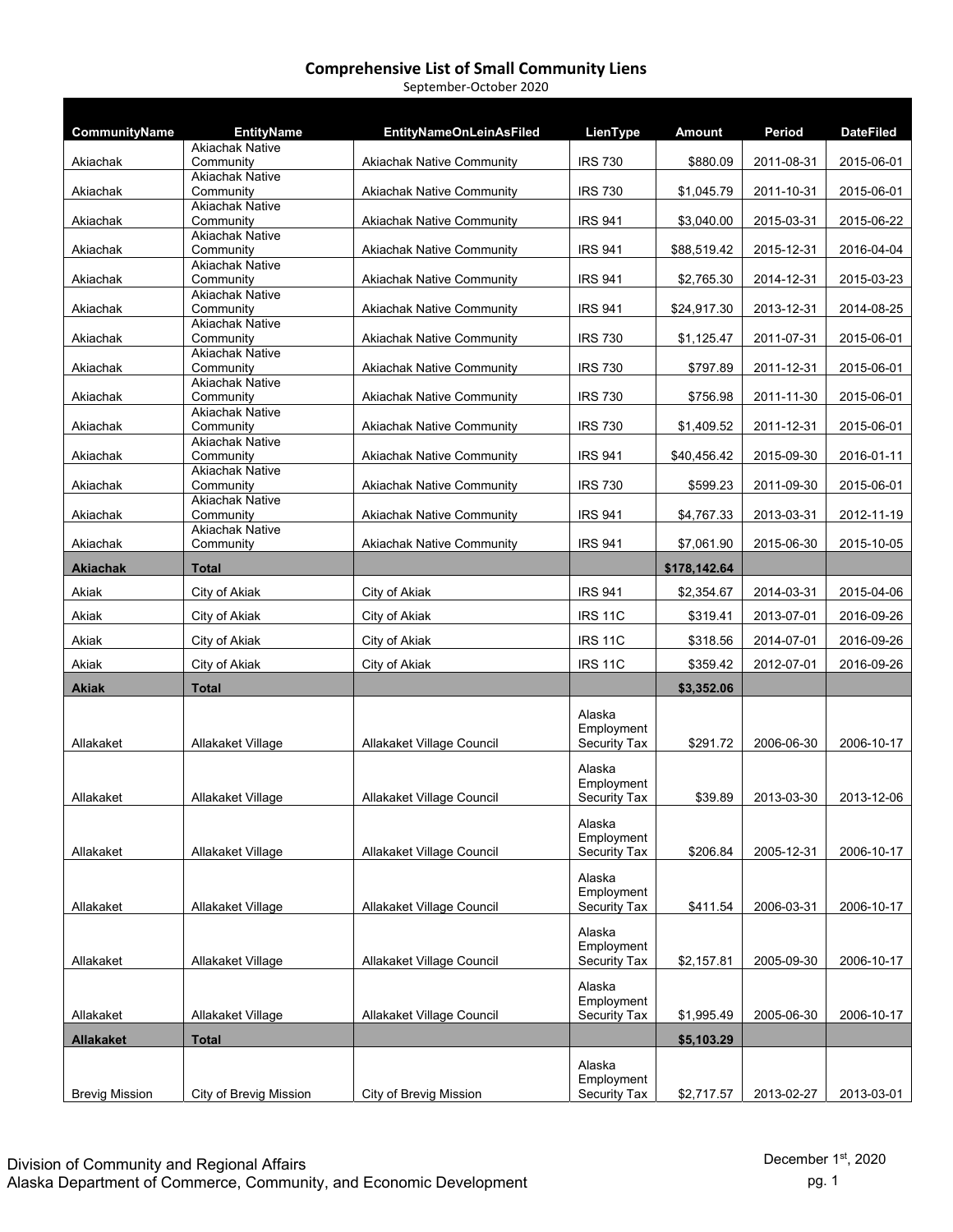# Comprehensive List of Small Community Liens

September-October 2020

| CommunityName | EntityName | EntityNameOnLeinAsFiled | LienType | Amount | Period | DateFiled |
|---|---|---|---|---|---|---|
| Akiachak | Akiachak Native Community | Akiachak Native Community | IRS 730 | $880.09 | 2011-08-31 | 2015-06-01 |
| Akiachak | Akiachak Native Community | Akiachak Native Community | IRS 730 | $1,045.79 | 2011-10-31 | 2015-06-01 |
| Akiachak | Akiachak Native Community | Akiachak Native Community | IRS 941 | $3,040.00 | 2015-03-31 | 2015-06-22 |
| Akiachak | Akiachak Native Community | Akiachak Native Community | IRS 941 | $88,519.42 | 2015-12-31 | 2016-04-04 |
| Akiachak | Akiachak Native Community | Akiachak Native Community | IRS 941 | $2,765.30 | 2014-12-31 | 2015-03-23 |
| Akiachak | Akiachak Native Community | Akiachak Native Community | IRS 941 | $24,917.30 | 2013-12-31 | 2014-08-25 |
| Akiachak | Akiachak Native Community | Akiachak Native Community | IRS 730 | $1,125.47 | 2011-07-31 | 2015-06-01 |
| Akiachak | Akiachak Native Community | Akiachak Native Community | IRS 730 | $797.89 | 2011-12-31 | 2015-06-01 |
| Akiachak | Akiachak Native Community | Akiachak Native Community | IRS 730 | $756.98 | 2011-11-30 | 2015-06-01 |
| Akiachak | Akiachak Native Community | Akiachak Native Community | IRS 730 | $1,409.52 | 2011-12-31 | 2015-06-01 |
| Akiachak | Akiachak Native Community | Akiachak Native Community | IRS 941 | $40,456.42 | 2015-09-30 | 2016-01-11 |
| Akiachak | Akiachak Native Community | Akiachak Native Community | IRS 730 | $599.23 | 2011-09-30 | 2015-06-01 |
| Akiachak | Akiachak Native Community | Akiachak Native Community | IRS 941 | $4,767.33 | 2013-03-31 | 2012-11-19 |
| Akiachak | Akiachak Native Community | Akiachak Native Community | IRS 941 | $7,061.90 | 2015-06-30 | 2015-10-05 |
| **Akiachak** | **Total** | | | **$178,142.64** | | |
| Akiak | City of Akiak | City of Akiak | IRS 941 | $2,354.67 | 2014-03-31 | 2015-04-06 |
| Akiak | City of Akiak | City of Akiak | IRS 11C | $319.41 | 2013-07-01 | 2016-09-26 |
| Akiak | City of Akiak | City of Akiak | IRS 11C | $318.56 | 2014-07-01 | 2016-09-26 |
| Akiak | City of Akiak | City of Akiak | IRS 11C | $359.42 | 2012-07-01 | 2016-09-26 |
| **Akiak** | **Total** | | | **$3,352.06** | | |
| Allakaket | Allakaket Village | Allakaket Village Council | Alaska Employment Security Tax | $291.72 | 2006-06-30 | 2006-10-17 |
| Allakaket | Allakaket Village | Allakaket Village Council | Alaska Employment Security Tax | $39.89 | 2013-03-30 | 2013-12-06 |
| Allakaket | Allakaket Village | Allakaket Village Council | Alaska Employment Security Tax | $206.84 | 2005-12-31 | 2006-10-17 |
| Allakaket | Allakaket Village | Allakaket Village Council | Alaska Employment Security Tax | $411.54 | 2006-03-31 | 2006-10-17 |
| Allakaket | Allakaket Village | Allakaket Village Council | Alaska Employment Security Tax | $2,157.81 | 2005-09-30 | 2006-10-17 |
| Allakaket | Allakaket Village | Allakaket Village Council | Alaska Employment Security Tax | $1,995.49 | 2005-06-30 | 2006-10-17 |
| **Allakaket** | **Total** | | | **$5,103.29** | | |
| Brevig Mission | City of Brevig Mission | City of Brevig Mission | Alaska Employment Security Tax | $2,717.57 | 2013-02-27 | 2013-03-01 |

Division of Community and Regional Affairs
Alaska Department of Commerce, Community, and Economic Development

December 1st, 2020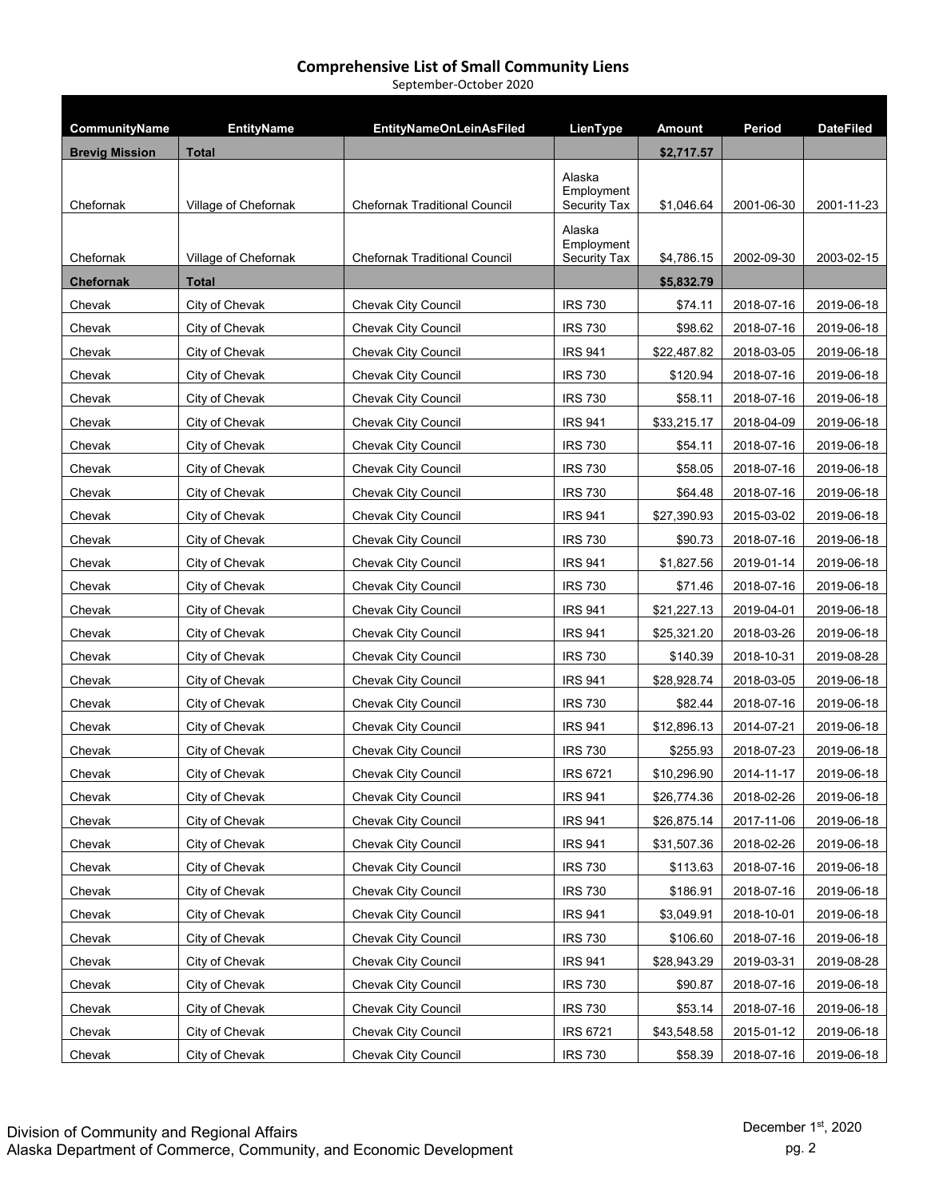# Comprehensive List of Small Community Liens

September-October 2020

| CommunityName | EntityName | EntityNameOnLeinAsFiled | LienType | Amount | Period | DateFiled |
|---|---|---|---|---|---|---|
| **Brevig Mission** | **Total** | | | **$2,717.57** | | |
| Chefornak | Village of Chefornak | Chefornak Traditional Council | Alaska Employment Security Tax | $1,046.64 | 2001-06-30 | 2001-11-23 |
| Chefornak | Village of Chefornak | Chefornak Traditional Council | Alaska Employment Security Tax | $4,786.15 | 2002-09-30 | 2003-02-15 |
| **Chefornak** | **Total** | | | **$5,832.79** | | |
| Chevak | City of Chevak | Chevak City Council | IRS 730 | $74.11 | 2018-07-16 | 2019-06-18 |
| Chevak | City of Chevak | Chevak City Council | IRS 730 | $98.62 | 2018-07-16 | 2019-06-18 |
| Chevak | City of Chevak | Chevak City Council | IRS 941 | $22,487.82 | 2018-03-05 | 2019-06-18 |
| Chevak | City of Chevak | Chevak City Council | IRS 730 | $120.94 | 2018-07-16 | 2019-06-18 |
| Chevak | City of Chevak | Chevak City Council | IRS 730 | $58.11 | 2018-07-16 | 2019-06-18 |
| Chevak | City of Chevak | Chevak City Council | IRS 941 | $33,215.17 | 2018-04-09 | 2019-06-18 |
| Chevak | City of Chevak | Chevak City Council | IRS 730 | $54.11 | 2018-07-16 | 2019-06-18 |
| Chevak | City of Chevak | Chevak City Council | IRS 730 | $58.05 | 2018-07-16 | 2019-06-18 |
| Chevak | City of Chevak | Chevak City Council | IRS 730 | $64.48 | 2018-07-16 | 2019-06-18 |
| Chevak | City of Chevak | Chevak City Council | IRS 941 | $27,390.93 | 2015-03-02 | 2019-06-18 |
| Chevak | City of Chevak | Chevak City Council | IRS 730 | $90.73 | 2018-07-16 | 2019-06-18 |
| Chevak | City of Chevak | Chevak City Council | IRS 941 | $1,827.56 | 2019-01-14 | 2019-06-18 |
| Chevak | City of Chevak | Chevak City Council | IRS 730 | $71.46 | 2018-07-16 | 2019-06-18 |
| Chevak | City of Chevak | Chevak City Council | IRS 941 | $21,227.13 | 2019-04-01 | 2019-06-18 |
| Chevak | City of Chevak | Chevak City Council | IRS 941 | $25,321.20 | 2018-03-26 | 2019-06-18 |
| Chevak | City of Chevak | Chevak City Council | IRS 730 | $140.39 | 2018-10-31 | 2019-08-28 |
| Chevak | City of Chevak | Chevak City Council | IRS 941 | $28,928.74 | 2018-03-05 | 2019-06-18 |
| Chevak | City of Chevak | Chevak City Council | IRS 730 | $82.44 | 2018-07-16 | 2019-06-18 |
| Chevak | City of Chevak | Chevak City Council | IRS 941 | $12,896.13 | 2014-07-21 | 2019-06-18 |
| Chevak | City of Chevak | Chevak City Council | IRS 730 | $255.93 | 2018-07-23 | 2019-06-18 |
| Chevak | City of Chevak | Chevak City Council | IRS 6721 | $10,296.90 | 2014-11-17 | 2019-06-18 |
| Chevak | City of Chevak | Chevak City Council | IRS 941 | $26,774.36 | 2018-02-26 | 2019-06-18 |
| Chevak | City of Chevak | Chevak City Council | IRS 941 | $26,875.14 | 2017-11-06 | 2019-06-18 |
| Chevak | City of Chevak | Chevak City Council | IRS 941 | $31,507.36 | 2018-02-26 | 2019-06-18 |
| Chevak | City of Chevak | Chevak City Council | IRS 730 | $113.63 | 2018-07-16 | 2019-06-18 |
| Chevak | City of Chevak | Chevak City Council | IRS 730 | $186.91 | 2018-07-16 | 2019-06-18 |
| Chevak | City of Chevak | Chevak City Council | IRS 941 | $3,049.91 | 2018-10-01 | 2019-06-18 |
| Chevak | City of Chevak | Chevak City Council | IRS 730 | $106.60 | 2018-07-16 | 2019-06-18 |
| Chevak | City of Chevak | Chevak City Council | IRS 941 | $28,943.29 | 2019-03-31 | 2019-08-28 |
| Chevak | City of Chevak | Chevak City Council | IRS 730 | $90.87 | 2018-07-16 | 2019-06-18 |
| Chevak | City of Chevak | Chevak City Council | IRS 730 | $53.14 | 2018-07-16 | 2019-06-18 |
| Chevak | City of Chevak | Chevak City Council | IRS 6721 | $43,548.58 | 2015-01-12 | 2019-06-18 |
| Chevak | City of Chevak | Chevak City Council | IRS 730 | $58.39 | 2018-07-16 | 2019-06-18 |

Division of Community and Regional Affairs
Alaska Department of Commerce, Community, and Economic Development

December 1st, 2020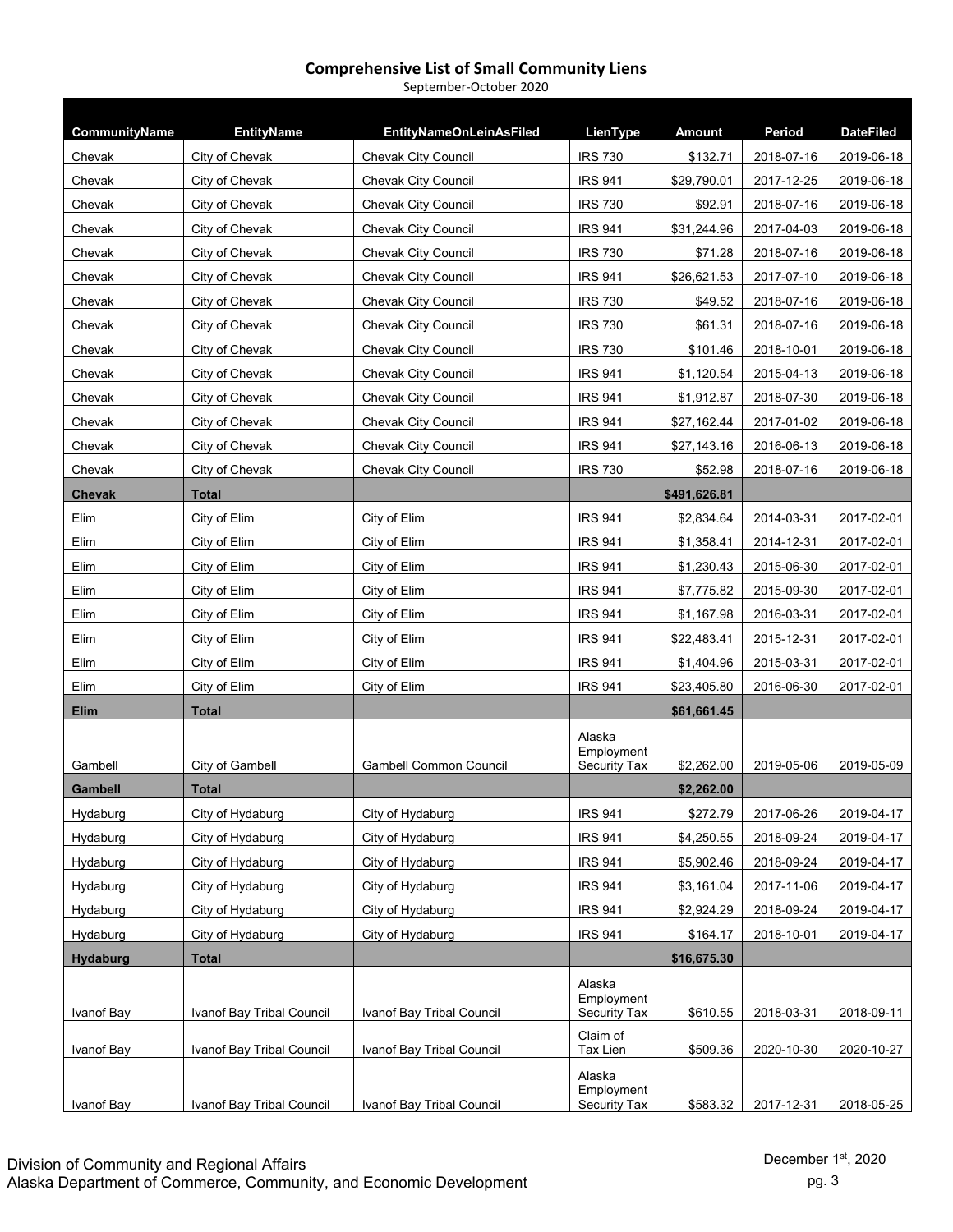# Comprehensive List of Small Community Liens

September-October 2020

| CommunityName | EntityName | EntityNameOnLeinAsFiled | LienType | Amount | Period | DateFiled |
|---|---|---|---|---|---|---|
| Chevak | City of Chevak | Chevak City Council | IRS 730 | $132.71 | 2018-07-16 | 2019-06-18 |
| Chevak | City of Chevak | Chevak City Council | IRS 941 | $29,790.01 | 2017-12-25 | 2019-06-18 |
| Chevak | City of Chevak | Chevak City Council | IRS 730 | $92.91 | 2018-07-16 | 2019-06-18 |
| Chevak | City of Chevak | Chevak City Council | IRS 941 | $31,244.96 | 2017-04-03 | 2019-06-18 |
| Chevak | City of Chevak | Chevak City Council | IRS 730 | $71.28 | 2018-07-16 | 2019-06-18 |
| Chevak | City of Chevak | Chevak City Council | IRS 941 | $26,621.53 | 2017-07-10 | 2019-06-18 |
| Chevak | City of Chevak | Chevak City Council | IRS 730 | $49.52 | 2018-07-16 | 2019-06-18 |
| Chevak | City of Chevak | Chevak City Council | IRS 730 | $61.31 | 2018-07-16 | 2019-06-18 |
| Chevak | City of Chevak | Chevak City Council | IRS 730 | $101.46 | 2018-10-01 | 2019-06-18 |
| Chevak | City of Chevak | Chevak City Council | IRS 941 | $1,120.54 | 2015-04-13 | 2019-06-18 |
| Chevak | City of Chevak | Chevak City Council | IRS 941 | $1,912.87 | 2018-07-30 | 2019-06-18 |
| Chevak | City of Chevak | Chevak City Council | IRS 941 | $27,162.44 | 2017-01-02 | 2019-06-18 |
| Chevak | City of Chevak | Chevak City Council | IRS 941 | $27,143.16 | 2016-06-13 | 2019-06-18 |
| Chevak | City of Chevak | Chevak City Council | IRS 730 | $52.98 | 2018-07-16 | 2019-06-18 |
| **Chevak** | **Total** | | | **$491,626.81** | | |
| Elim | City of Elim | City of Elim | IRS 941 | $2,834.64 | 2014-03-31 | 2017-02-01 |
| Elim | City of Elim | City of Elim | IRS 941 | $1,358.41 | 2014-12-31 | 2017-02-01 |
| Elim | City of Elim | City of Elim | IRS 941 | $1,230.43 | 2015-06-30 | 2017-02-01 |
| Elim | City of Elim | City of Elim | IRS 941 | $7,775.82 | 2015-09-30 | 2017-02-01 |
| Elim | City of Elim | City of Elim | IRS 941 | $1,167.98 | 2016-03-31 | 2017-02-01 |
| Elim | City of Elim | City of Elim | IRS 941 | $22,483.41 | 2015-12-31 | 2017-02-01 |
| Elim | City of Elim | City of Elim | IRS 941 | $1,404.96 | 2015-03-31 | 2017-02-01 |
| Elim | City of Elim | City of Elim | IRS 941 | $23,405.80 | 2016-06-30 | 2017-02-01 |
| **Elim** | **Total** | | | **$61,661.45** | | |
| Gambell | City of Gambell | Gambell Common Council | Alaska Employment Security Tax | $2,262.00 | 2019-05-06 | 2019-05-09 |
| **Gambell** | **Total** | | | **$2,262.00** | | |
| Hydaburg | City of Hydaburg | City of Hydaburg | IRS 941 | $272.79 | 2017-06-26 | 2019-04-17 |
| Hydaburg | City of Hydaburg | City of Hydaburg | IRS 941 | $4,250.55 | 2018-09-24 | 2019-04-17 |
| Hydaburg | City of Hydaburg | City of Hydaburg | IRS 941 | $5,902.46 | 2018-09-24 | 2019-04-17 |
| Hydaburg | City of Hydaburg | City of Hydaburg | IRS 941 | $3,161.04 | 2017-11-06 | 2019-04-17 |
| Hydaburg | City of Hydaburg | City of Hydaburg | IRS 941 | $2,924.29 | 2018-09-24 | 2019-04-17 |
| Hydaburg | City of Hydaburg | City of Hydaburg | IRS 941 | $164.17 | 2018-10-01 | 2019-04-17 |
| **Hydaburg** | **Total** | | | **$16,675.30** | | |
| Ivanof Bay | Ivanof Bay Tribal Council | Ivanof Bay Tribal Council | Alaska Employment Security Tax | $610.55 | 2018-03-31 | 2018-09-11 |
| Ivanof Bay | Ivanof Bay Tribal Council | Ivanof Bay Tribal Council | Claim of Tax Lien | $509.36 | 2020-10-30 | 2020-10-27 |
| Ivanof Bay | Ivanof Bay Tribal Council | Ivanof Bay Tribal Council | Alaska Employment Security Tax | $583.32 | 2017-12-31 | 2018-05-25 |

Division of Community and Regional Affairs
Alaska Department of Commerce, Community, and Economic Development

December 1st, 2020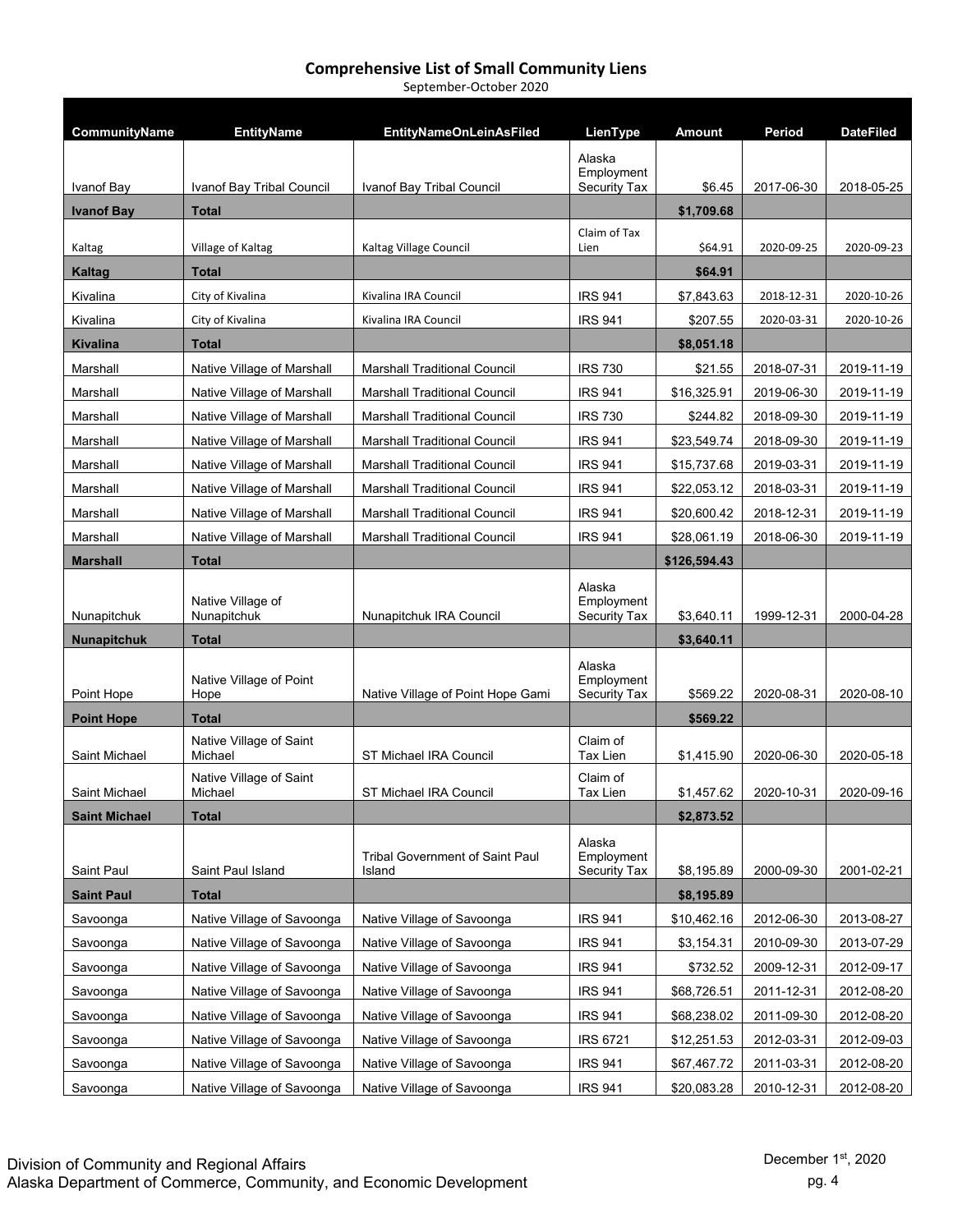# Comprehensive List of Small Community Liens

September-October 2020

| CommunityName | EntityName | EntityNameOnLeinAsFiled | LienType | Amount | Period | DateFiled |
|---|---|---|---|---|---|---|
| Ivanof Bay | Ivanof Bay Tribal Council | Ivanof Bay Tribal Council | Alaska Employment Security Tax | $6.45 | 2017-06-30 | 2018-05-25 |
| **Ivanof Bay** | **Total** | | | **$1,709.68** | | |
| Kaltag | Village of Kaltag | Kaltag Village Council | Claim of Tax Lien | $64.91 | 2020-09-25 | 2020-09-23 |
| **Kaltag** | **Total** | | | **$64.91** | | |
| Kivalina | City of Kivalina | Kivalina IRA Council | IRS 941 | $7,843.63 | 2018-12-31 | 2020-10-26 |
| Kivalina | City of Kivalina | Kivalina IRA Council | IRS 941 | $207.55 | 2020-03-31 | 2020-10-26 |
| **Kivalina** | **Total** | | | **$8,051.18** | | |
| Marshall | Native Village of Marshall | Marshall Traditional Council | IRS 730 | $21.55 | 2018-07-31 | 2019-11-19 |
| Marshall | Native Village of Marshall | Marshall Traditional Council | IRS 941 | $16,325.91 | 2019-06-30 | 2019-11-19 |
| Marshall | Native Village of Marshall | Marshall Traditional Council | IRS 730 | $244.82 | 2018-09-30 | 2019-11-19 |
| Marshall | Native Village of Marshall | Marshall Traditional Council | IRS 941 | $23,549.74 | 2018-09-30 | 2019-11-19 |
| Marshall | Native Village of Marshall | Marshall Traditional Council | IRS 941 | $15,737.68 | 2019-03-31 | 2019-11-19 |
| Marshall | Native Village of Marshall | Marshall Traditional Council | IRS 941 | $22,053.12 | 2018-03-31 | 2019-11-19 |
| Marshall | Native Village of Marshall | Marshall Traditional Council | IRS 941 | $20,600.42 | 2018-12-31 | 2019-11-19 |
| Marshall | Native Village of Marshall | Marshall Traditional Council | IRS 941 | $28,061.19 | 2018-06-30 | 2019-11-19 |
| **Marshall** | **Total** | | | **$126,594.43** | | |
| Nunapitchuk | Native Village of Nunapitchuk | Nunapitchuk IRA Council | Alaska Employment Security Tax | $3,640.11 | 1999-12-31 | 2000-04-28 |
| **Nunapitchuk** | **Total** | | | **$3,640.11** | | |
| Point Hope | Native Village of Point Hope | Native Village of Point Hope Gami | Alaska Employment Security Tax | $569.22 | 2020-08-31 | 2020-08-10 |
| **Point Hope** | **Total** | | | **$569.22** | | |
| Saint Michael | Native Village of Saint Michael | ST Michael IRA Council | Claim of Tax Lien | $1,415.90 | 2020-06-30 | 2020-05-18 |
| Saint Michael | Native Village of Saint Michael | ST Michael IRA Council | Claim of Tax Lien | $1,457.62 | 2020-10-31 | 2020-09-16 |
| **Saint Michael** | **Total** | | | **$2,873.52** | | |
| Saint Paul | Saint Paul Island | Tribal Government of Saint Paul Island | Alaska Employment Security Tax | $8,195.89 | 2000-09-30 | 2001-02-21 |
| **Saint Paul** | **Total** | | | **$8,195.89** | | |
| Savoonga | Native Village of Savoonga | Native Village of Savoonga | IRS 941 | $10,462.16 | 2012-06-30 | 2013-08-27 |
| Savoonga | Native Village of Savoonga | Native Village of Savoonga | IRS 941 | $3,154.31 | 2010-09-30 | 2013-07-29 |
| Savoonga | Native Village of Savoonga | Native Village of Savoonga | IRS 941 | $732.52 | 2009-12-31 | 2012-09-17 |
| Savoonga | Native Village of Savoonga | Native Village of Savoonga | IRS 941 | $68,726.51 | 2011-12-31 | 2012-08-20 |
| Savoonga | Native Village of Savoonga | Native Village of Savoonga | IRS 941 | $68,238.02 | 2011-09-30 | 2012-08-20 |
| Savoonga | Native Village of Savoonga | Native Village of Savoonga | IRS 6721 | $12,251.53 | 2012-03-31 | 2012-09-03 |
| Savoonga | Native Village of Savoonga | Native Village of Savoonga | IRS 941 | $67,467.72 | 2011-03-31 | 2012-08-20 |
| Savoonga | Native Village of Savoonga | Native Village of Savoonga | IRS 941 | $20,083.28 | 2010-12-31 | 2012-08-20 |

Division of Community and Regional Affairs
Alaska Department of Commerce, Community, and Economic Development

December 1st, 2020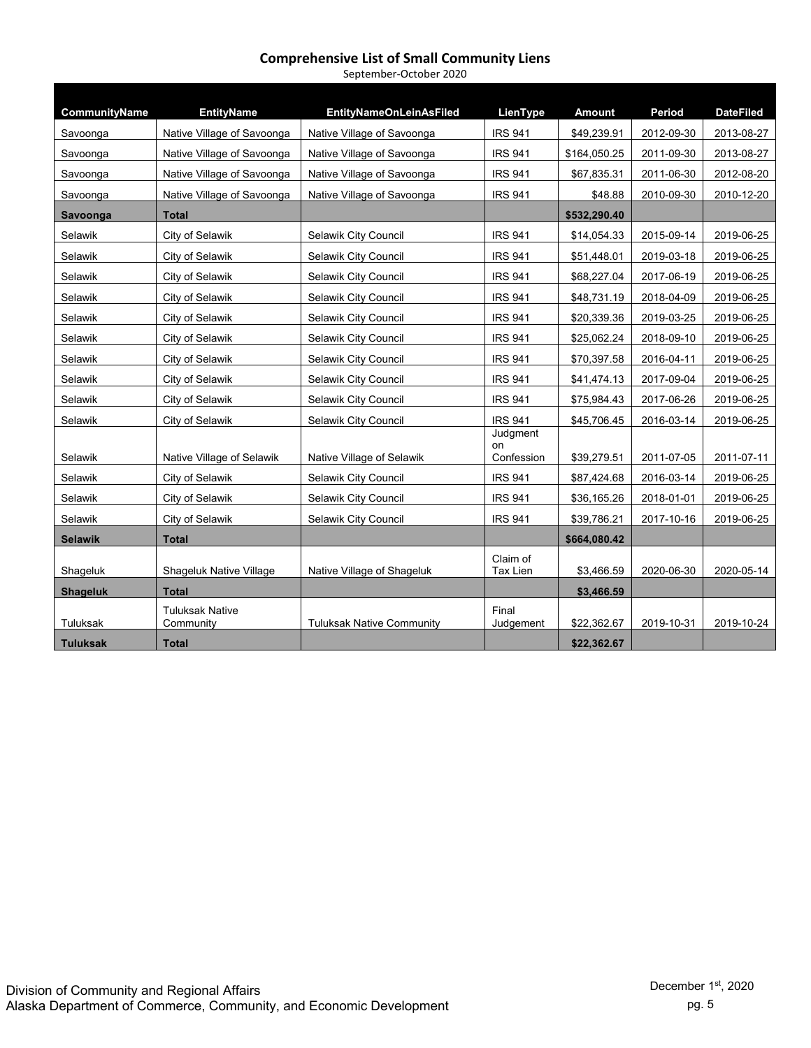# Comprehensive List of Small Community Liens

September-October 2020

| CommunityName | EntityName | EntityNameOnLeinAsFiled | LienType | Amount | Period | DateFiled |
|---|---|---|---|---|---|---|
| Savoonga | Native Village of Savoonga | Native Village of Savoonga | IRS 941 | $49,239.91 | 2012-09-30 | 2013-08-27 |
| Savoonga | Native Village of Savoonga | Native Village of Savoonga | IRS 941 | $164,050.25 | 2011-09-30 | 2013-08-27 |
| Savoonga | Native Village of Savoonga | Native Village of Savoonga | IRS 941 | $67,835.31 | 2011-06-30 | 2012-08-20 |
| Savoonga | Native Village of Savoonga | Native Village of Savoonga | IRS 941 | $48.88 | 2010-09-30 | 2010-12-20 |
| **Savoonga** | **Total** | | | **$532,290.40** | | |
| Selawik | City of Selawik | Selawik City Council | IRS 941 | $14,054.33 | 2015-09-14 | 2019-06-25 |
| Selawik | City of Selawik | Selawik City Council | IRS 941 | $51,448.01 | 2019-03-18 | 2019-06-25 |
| Selawik | City of Selawik | Selawik City Council | IRS 941 | $68,227.04 | 2017-06-19 | 2019-06-25 |
| Selawik | City of Selawik | Selawik City Council | IRS 941 | $48,731.19 | 2018-04-09 | 2019-06-25 |
| Selawik | City of Selawik | Selawik City Council | IRS 941 | $20,339.36 | 2019-03-25 | 2019-06-25 |
| Selawik | City of Selawik | Selawik City Council | IRS 941 | $25,062.24 | 2018-09-10 | 2019-06-25 |
| Selawik | City of Selawik | Selawik City Council | IRS 941 | $70,397.58 | 2016-04-11 | 2019-06-25 |
| Selawik | City of Selawik | Selawik City Council | IRS 941 | $41,474.13 | 2017-09-04 | 2019-06-25 |
| Selawik | City of Selawik | Selawik City Council | IRS 941 | $75,984.43 | 2017-06-26 | 2019-06-25 |
| Selawik | City of Selawik | Selawik City Council | IRS 941 | $45,706.45 | 2016-03-14 | 2019-06-25 |
| Selawik | Native Village of Selawik | Native Village of Selawik | Judgment on Confession | $39,279.51 | 2011-07-05 | 2011-07-11 |
| Selawik | City of Selawik | Selawik City Council | IRS 941 | $87,424.68 | 2016-03-14 | 2019-06-25 |
| Selawik | City of Selawik | Selawik City Council | IRS 941 | $36,165.26 | 2018-01-01 | 2019-06-25 |
| Selawik | City of Selawik | Selawik City Council | IRS 941 | $39,786.21 | 2017-10-16 | 2019-06-25 |
| **Selawik** | **Total** | | | **$664,080.42** | | |
| Shageluk | Shageluk Native Village | Native Village of Shageluk | Claim of Tax Lien | $3,466.59 | 2020-06-30 | 2020-05-14 |
| **Shageluk** | **Total** | | | **$3,466.59** | | |
| Tuluksak | Tuluksak Native Community | Tuluksak Native Community | Final Judgement | $22,362.67 | 2019-10-31 | 2019-10-24 |
| **Tuluksak** | **Total** | | | **$22,362.67** | | |

Division of Community and Regional Affairs
Alaska Department of Commerce, Community, and Economic Development

December 1st, 2020